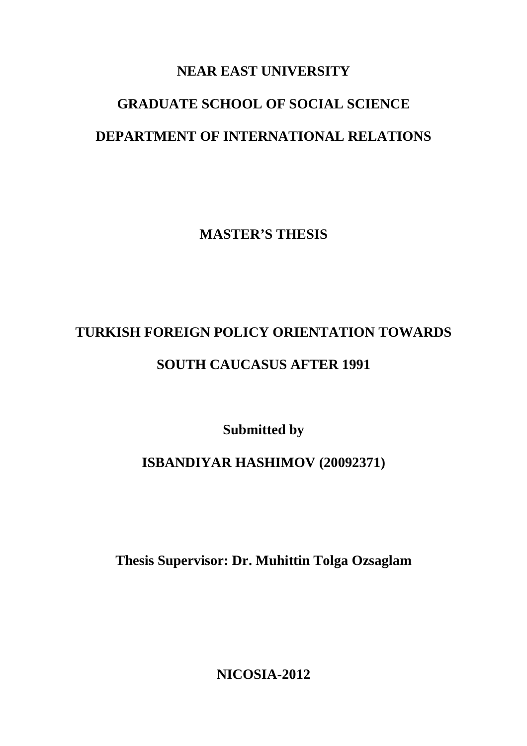**NEAR EAST UNIVERSITY**

**GRADUATE SCHOOL OF SOCIAL SCIENCE**

**DEPARTMENT OF INTERNATIONAL RELATIONS**

**MASTER'S THESIS**

# TURKISH FOREIGN POLICY ORIENTATION TOWARDS SOUTH CAUCASUS AFTER 1991

**Submitted by**

**ISBANDIYAR HASHIMOV (20092371)**

**Thesis Supervisor: Dr. Muhittin Tolga Ozsaglam**

**NICOSIA-2012**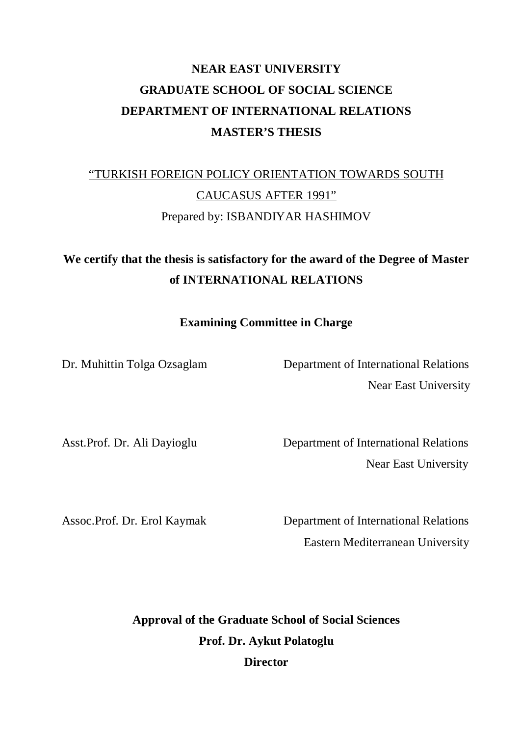**NEAR EAST UNIVERSITY**

**GRADUATE SCHOOL OF SOCIAL SCIENCE**

**DEPARTMENT OF INTERNATIONAL RELATIONS**

**MASTER'S THESIS**

"TURKISH FOREIGN POLICY ORIENTATION TOWARDS SOUTH CAUCASUS AFTER 1991"

Prepared by: ISBANDIYAR HASHIMOV

**We certify that the thesis is satisfactory for the award of the Degree of Master of INTERNATIONAL RELATIONS**

**Examining Committee in Charge**

Dr. Muhittin Tolga Ozsaglam — Department of International Relations, Near East University

Asst.Prof. Dr. Ali Dayioglu — Department of International Relations, Near East University

Assoc.Prof. Dr. Erol Kaymak — Department of International Relations, Eastern Mediterranean University

**Approval of the Graduate School of Social Sciences**

**Prof. Dr. Aykut Polatoglu**

**Director**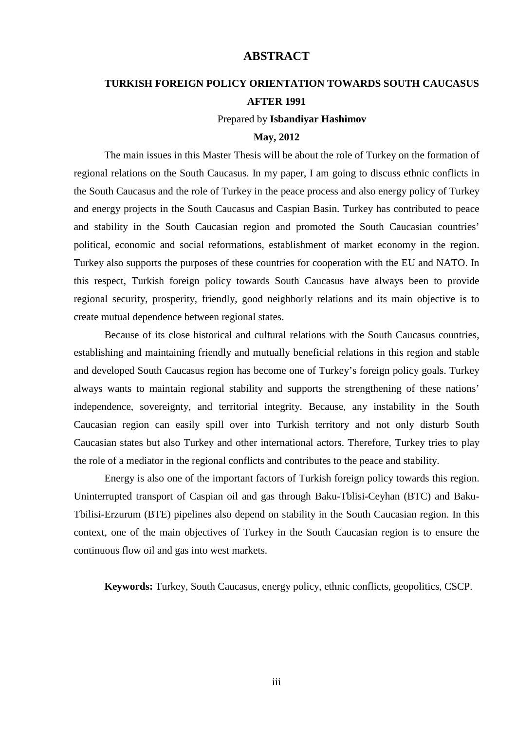# ABSTRACT

## TURKISH FOREIGN POLICY ORIENTATION TOWARDS SOUTH CAUCASUS AFTER 1991

Prepared by **Isbandiyar Hashimov**

**May, 2012**

The main issues in this Master Thesis will be about the role of Turkey on the formation of regional relations on the South Caucasus. In my paper, I am going to discuss ethnic conflicts in the South Caucasus and the role of Turkey in the peace process and also energy policy of Turkey and energy projects in the South Caucasus and Caspian Basin. Turkey has contributed to peace and stability in the South Caucasian region and promoted the South Caucasian countries' political, economic and social reformations, establishment of market economy in the region. Turkey also supports the purposes of these countries for cooperation with the EU and NATO. In this respect, Turkish foreign policy towards South Caucasus have always been to provide regional security, prosperity, friendly, good neighborly relations and its main objective is to create mutual dependence between regional states.

Because of its close historical and cultural relations with the South Caucasus countries, establishing and maintaining friendly and mutually beneficial relations in this region and stable and developed South Caucasus region has become one of Turkey's foreign policy goals. Turkey always wants to maintain regional stability and supports the strengthening of these nations' independence, sovereignty, and territorial integrity. Because, any instability in the South Caucasian region can easily spill over into Turkish territory and not only disturb South Caucasian states but also Turkey and other international actors. Therefore, Turkey tries to play the role of a mediator in the regional conflicts and contributes to the peace and stability.

Energy is also one of the important factors of Turkish foreign policy towards this region. Uninterrupted transport of Caspian oil and gas through Baku-Tblisi-Ceyhan (BTC) and Baku-Tbilisi-Erzurum (BTE) pipelines also depend on stability in the South Caucasian region. In this context, one of the main objectives of Turkey in the South Caucasian region is to ensure the continuous flow oil and gas into west markets.

**Keywords:** Turkey, South Caucasus, energy policy, ethnic conflicts, geopolitics, CSCP.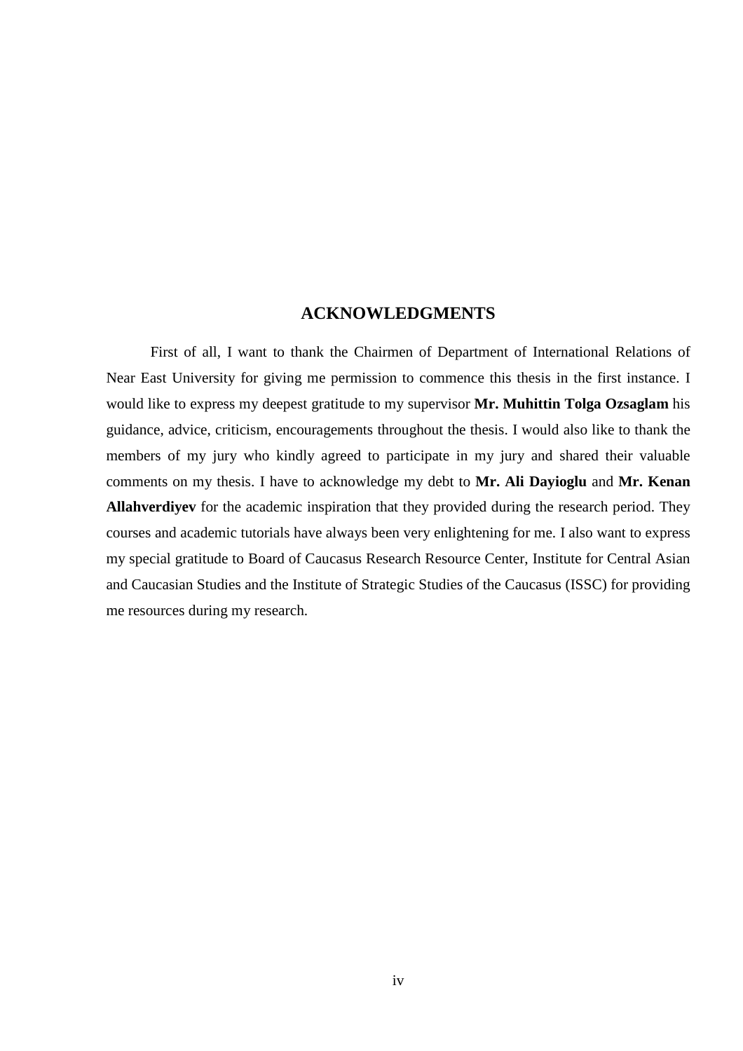# ACKNOWLEDGMENTS

First of all, I want to thank the Chairmen of Department of International Relations of Near East University for giving me permission to commence this thesis in the first instance. I would like to express my deepest gratitude to my supervisor **Mr. Muhittin Tolga Ozsaglam** his guidance, advice, criticism, encouragements throughout the thesis. I would also like to thank the members of my jury who kindly agreed to participate in my jury and shared their valuable comments on my thesis. I have to acknowledge my debt to **Mr. Ali Dayioglu** and **Mr. Kenan Allahverdiyev** for the academic inspiration that they provided during the research period. They courses and academic tutorials have always been very enlightening for me. I also want to express my special gratitude to Board of Caucasus Research Resource Center, Institute for Central Asian and Caucasian Studies and the Institute of Strategic Studies of the Caucasus (ISSC) for providing me resources during my research.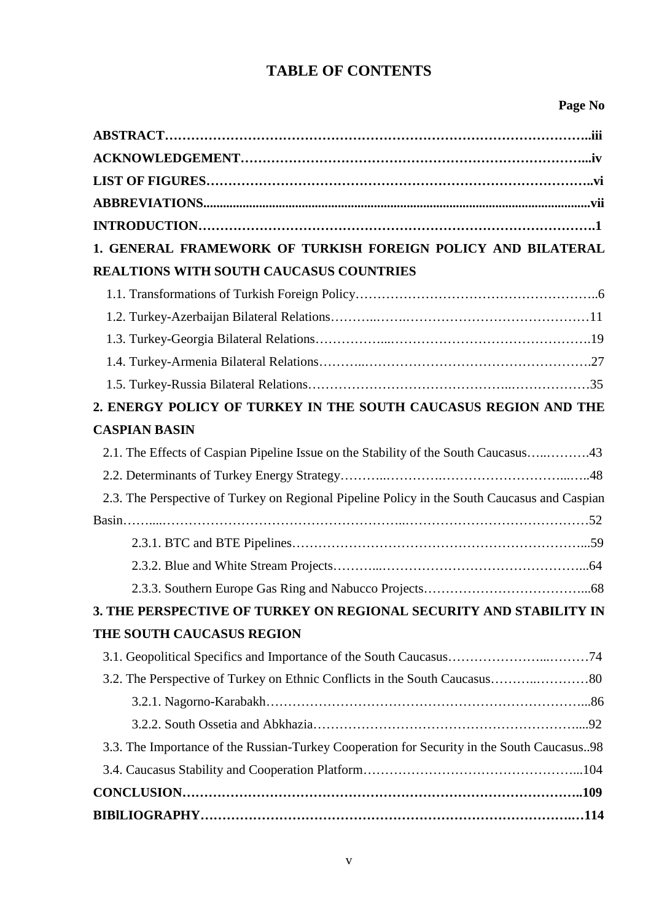# TABLE OF CONTENTS

**Page No**

**ABSTRACT**……………………………………………………………………………………..**iii**

**ACKNOWLEDGEMENT**…………………………………………………………………...**iv**

**LIST OF FIGURES**……………………………………………………………………….**vi**

**ABBREVIATIONS**.....................................................................................................................**vii**

**INTRODUCTION**…………………………………………………………………………….**1**

**1. GENERAL FRAMEWORK OF TURKISH FOREIGN POLICY AND BILATERAL REALTIONS WITH SOUTH CAUCASUS COUNTRIES**

1.1. Transformations of Turkish Foreign Policy………………………………………………..6

1.2. Turkey-Azerbaijan Bilateral Relations………..……..……………………………………11

1.3. Turkey-Georgia Bilateral Relations……………...……………………………………….19

1.4. Turkey-Armenia Bilateral Relations………..…………………………………………….27

1.5. Turkey-Russia Bilateral Relations……………………………………..………………35

**2. ENERGY POLICY OF TURKEY IN THE SOUTH CAUCASUS REGION AND THE CASPIAN BASIN**

2.1. The Effects of Caspian Pipeline Issue on the Stability of the South Caucasus…..……….43

2.2. Determinants of Turkey Energy Strategy………..………….…………………………...….48

2.3. The Perspective of Turkey on Regional Pipeline Policy in the South Caucasus and Caspian Basin……...…………………………………………..……………………………………52

2.3.1. BTC and BTE Pipelines……………………………………………………………...59

2.3.2. Blue and White Stream Projects………...…………………………………………...64

2.3.3. Southern Europe Gas Ring and Nabucco Projects………………………………...68

**3. THE PERSPECTIVE OF TURKEY ON REGIONAL SECURITY AND STABILITY IN THE SOUTH CAUCASUS REGION**

3.1. Geopolitical Specifics and Importance of the South Caucasus…………………...………74

3.2. The Perspective of Turkey on Ethnic Conflicts in the South Caucasus………..…………80

3.2.1. Nagorno-Karabakh…………………………………………………………………...86

3.2.2. South Ossetia and Abkhazia…………………………………………………….....92

3.3. The Importance of the Russian-Turkey Cooperation for Security in the South Caucasus..98

3.4. Caucasus Stability and Cooperation Platform………………………………………...104

**CONCLUSION**………………………………………………………………………………..**109**

**BIBlLIOGRAPHY**…………………………………………………………………….…**114**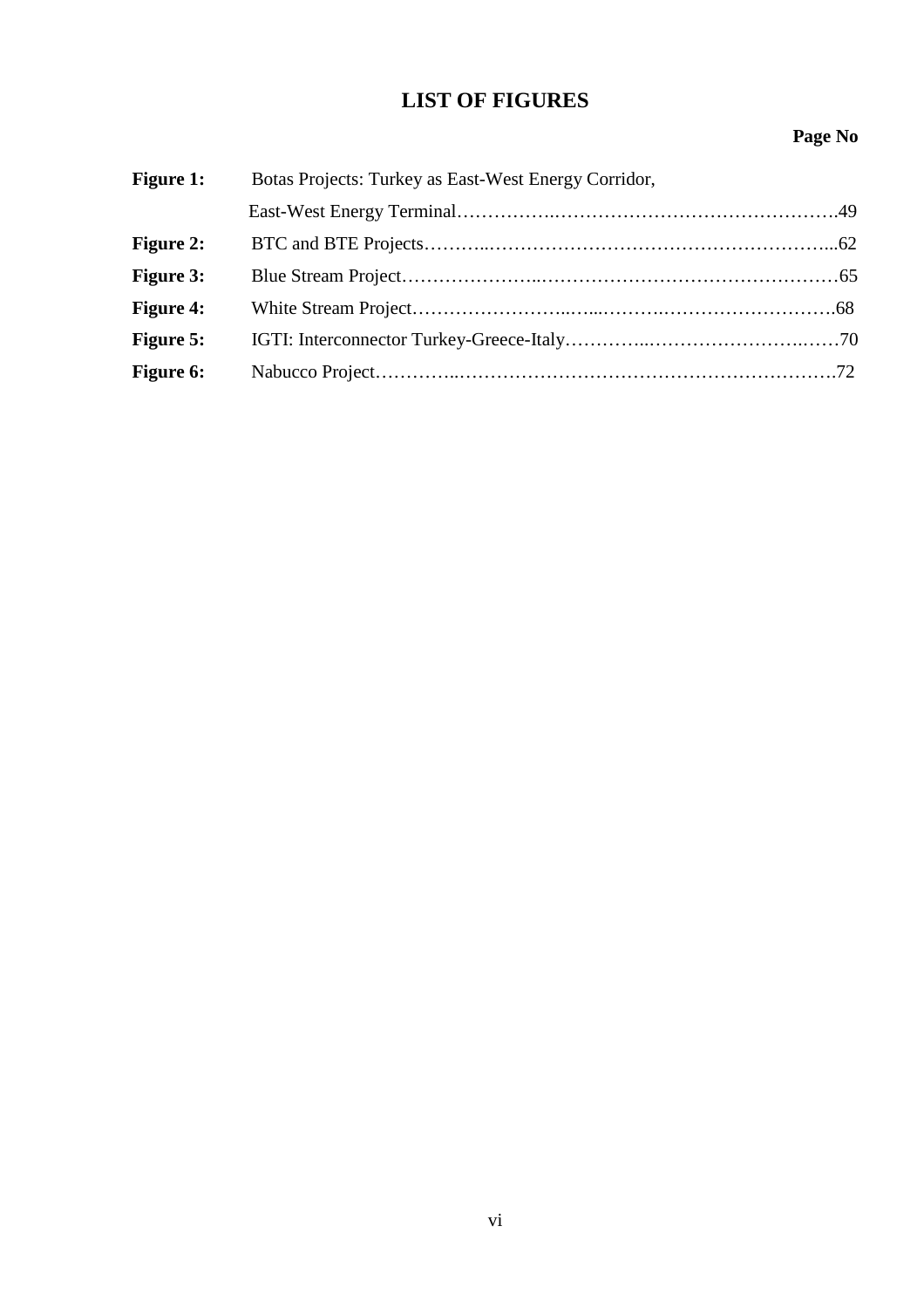# LIST OF FIGURES

| | | Page No |
|---|---|---|
| **Figure 1:** | Botas Projects: Turkey as East-West Energy Corridor, East-West Energy Terminal | 49 |
| **Figure 2:** | BTC and BTE Projects | 62 |
| **Figure 3:** | Blue Stream Project | 65 |
| **Figure 4:** | White Stream Project | 68 |
| **Figure 5:** | IGTI: Interconnector Turkey-Greece-Italy | 70 |
| **Figure 6:** | Nabucco Project | 72 |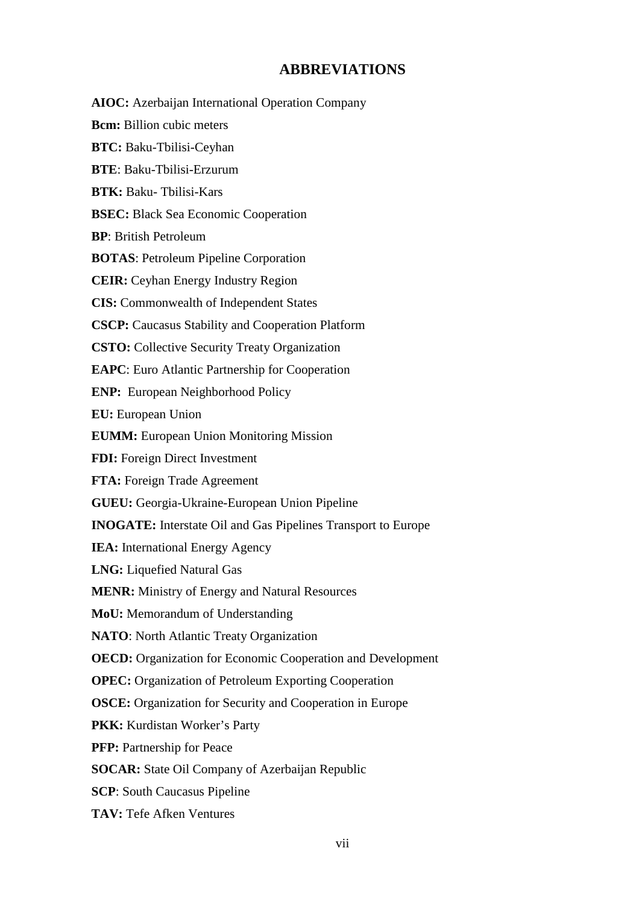# ABBREVIATIONS

**AIOC:** Azerbaijan International Operation Company

**Bcm:** Billion cubic meters

**BTC:** Baku-Tbilisi-Ceyhan

**BTE**: Baku-Tbilisi-Erzurum

**BTK:** Baku- Tbilisi-Kars

**BSEC:** Black Sea Economic Cooperation

**BP**: British Petroleum

**BOTAS**: Petroleum Pipeline Corporation

**CEIR:** Ceyhan Energy Industry Region

**CIS:** Commonwealth of Independent States

**CSCP:** Caucasus Stability and Cooperation Platform

**CSTO:** Collective Security Treaty Organization

**EAPC**: Euro Atlantic Partnership for Cooperation

**ENP:** European Neighborhood Policy

**EU:** European Union

**EUMM:** European Union Monitoring Mission

**FDI:** Foreign Direct Investment

**FTA:** Foreign Trade Agreement

**GUEU:** Georgia-Ukraine-European Union Pipeline

**INOGATE:** Interstate Oil and Gas Pipelines Transport to Europe

**IEA:** International Energy Agency

**LNG:** Liquefied Natural Gas

**MENR:** Ministry of Energy and Natural Resources

**MoU:** Memorandum of Understanding

**NATO**: North Atlantic Treaty Organization

**OECD:** Organization for Economic Cooperation and Development

**OPEC:** Organization of Petroleum Exporting Cooperation

**OSCE:** Organization for Security and Cooperation in Europe

**PKK:** Kurdistan Worker's Party

**PFP:** Partnership for Peace

**SOCAR:** State Oil Company of Azerbaijan Republic

**SCP**: South Caucasus Pipeline

**TAV:** Tefe Afken Ventures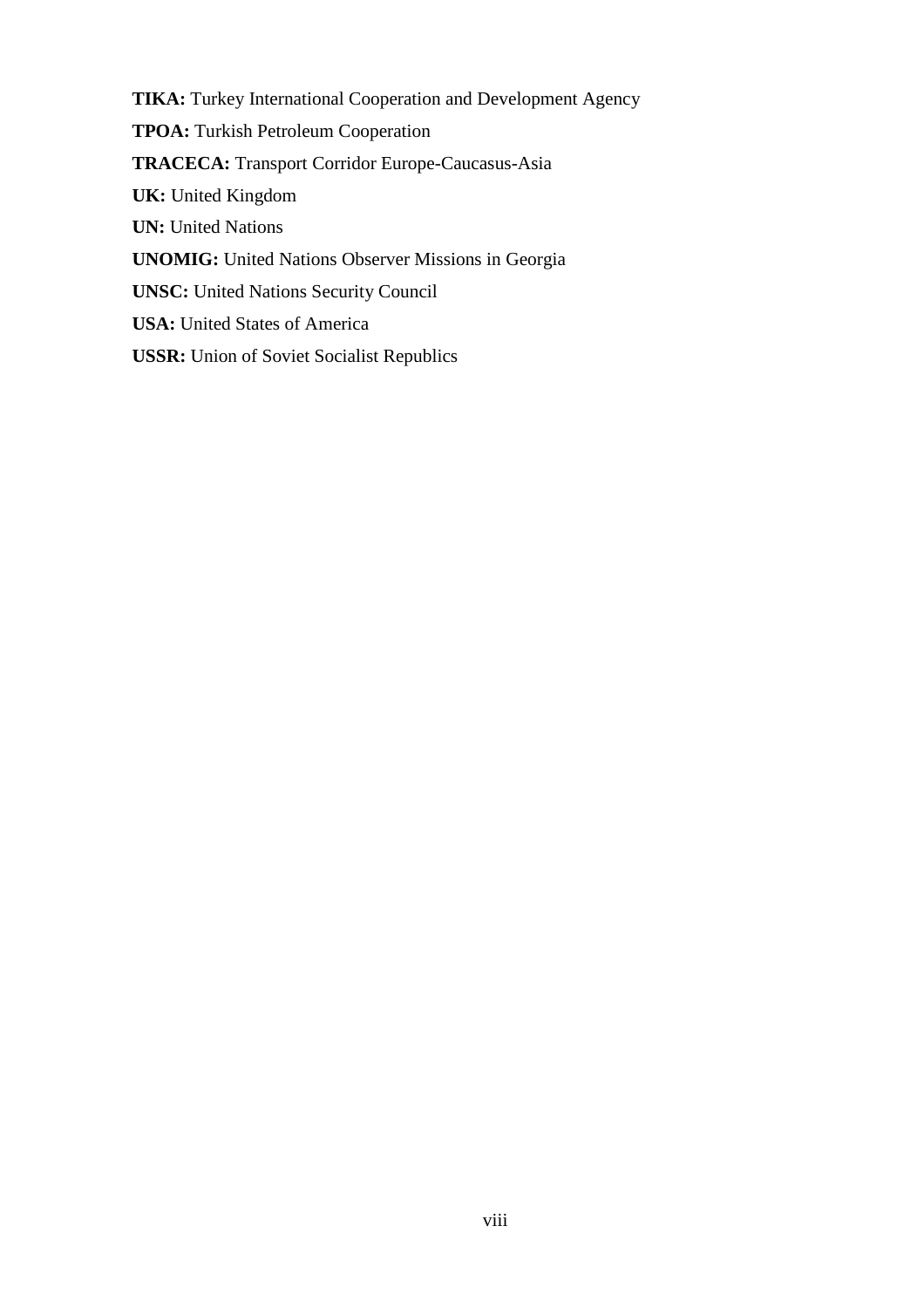**TIKA:** Turkey International Cooperation and Development Agency

**TPOA:** Turkish Petroleum Cooperation

**TRACECA:** Transport Corridor Europe-Caucasus-Asia

**UK:** United Kingdom

**UN:** United Nations

**UNOMIG:** United Nations Observer Missions in Georgia

**UNSC:** United Nations Security Council

**USA:** United States of America

**USSR:** Union of Soviet Socialist Republics